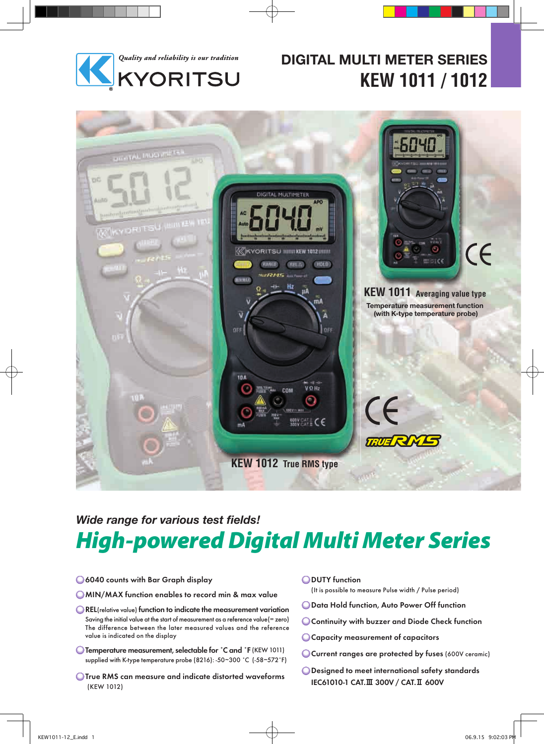*Quality and reliability is our tradition*

KYORITSU

# DIGITAL MULTI METER SERIES
# KEW 1011 / 1012

**KEW 1011** Averaging value type

Temperature measurement function (with K-type temperature probe)

**KEW 1012** True RMS type

*Wide range for various test fields!*

## *High-powered Digital Multi Meter Series*

- 6040 counts with Bar Graph display
- MIN/MAX function enables to record min & max value
- REL(relative value) function to indicate the measurement variation
  Saving the initial value at the start of measurement as a reference value(= zero) The difference between the later measured values and the reference value is indicated on the display
- Temperature measurement, selectable for ˚C and ˚F (KEW 1011)
  supplied with K-type temperature probe (8216): -50~300 ˚C (-58~572˚F)
- True RMS can measure and indicate distorted waveforms (KEW 1012)
- DUTY function
  (It is possible to measure Pulse width / Pulse period)
- Data Hold function, Auto Power Off function
- Continuity with buzzer and Diode Check function
- Capacity measurement of capacitors
- Current ranges are protected by fuses (600V ceramic)
- Designed to meet international safety standards
  IEC61010-1 CAT.Ⅲ 300V / CAT.Ⅱ 600V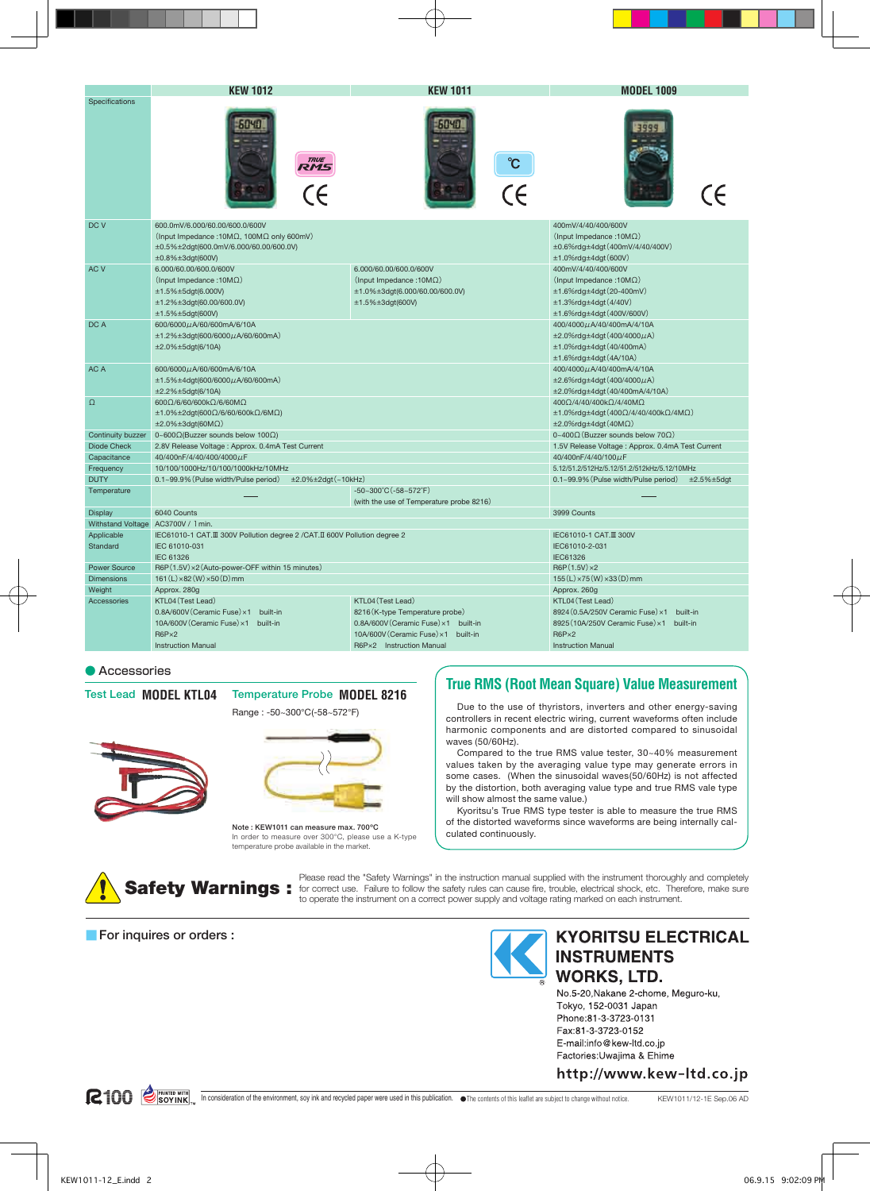| Specifications | KEW 1012 | KEW 1011 | MODEL 1009 |
|---|---|---|---|
| DC V | 600.0mV/6.000/60.00/600.0/600V (Input Impedance :10MΩ, 100MΩ only 600mV) ±0.5%±2dgt(600.0mV/6.000/60.00/600.0V) ±0.8%±3dgt(600V) | | 400mV/4/40/400/600V (Input Impedance :10MΩ) ±0.6%rdg±4dgt (400mV/4/40/400V) ±1.0%rdg±4dgt (600V) |
| AC V | 6.000/60.00/600.0/600V (Input Impedance :10MΩ) ±1.5%±5dgt(6.000V) ±1.2%±3dgt(60.00/600.0V) ±1.5%±5dgt(600V) | 6.000/60.00/600.0/600V (Input Impedance :10MΩ) ±1.0%±3dgt(6.000/60.00/600.0V) ±1.5%±3dgt(600V) | 400mV/4/40/400/600V (Input Impedance :10MΩ) ±1.6%rdg±4dgt (20~400mV) ±1.3%rdg±4dgt (4/40V) ±1.6%rdg±4dgt (400V/600V) |
| DC A | 600/6000μA/60/600mA/6/10A ±1.2%±3dgt(600/6000μA/60/600mA) ±2.0%±5dgt(6/10A) | | 400/4000μA/40/400mA/4/10A ±2.0%rdg±4dgt (400/4000μA) ±1.0%rdg±4dgt (40/400mA) ±1.6%rdg±4dgt (4A/10A) |
| AC A | 600/6000μA/60/600mA/6/10A ±1.5%±4dgt(600/6000μA/60/600mA) ±2.2%±5dgt(6/10A) | | 400/4000μA/40/400mA/4/10A ±2.6%rdg±4dgt (400/4000μA) ±2.0%rdg±4dgt (40/400mA/4/10A) |
| Ω | 600Ω/6/60/600kΩ/6/60MΩ ±1.0%±2dgt(600Ω/6/60/600kΩ/6MΩ) ±2.0%±3dgt(60MΩ) | | 400Ω/4/40/400kΩ/4/40MΩ ±1.0%rdg±4dgt (400Ω/4/40/400kΩ/4MΩ) ±2.0%rdg±4dgt (40MΩ) |
| Continuity buzzer | 0~600Ω(Buzzer sounds below 100Ω) | | 0~400Ω (Buzzer sounds below 70Ω) |
| Diode Check | 2.8V Release Voltage : Approx. 0.4mA Test Current | | 1.5V Release Voltage : Approx. 0.4mA Test Current |
| Capacitance | 40/400nF/4/40/400/4000μF | | 40/400nF/4/40/100μF |
| Frequency | 10/100/1000Hz/10/100/1000kHz/10MHz | | 5.12/51.2/512Hz/5.12/51.2/512kHz/5.12/10MHz |
| DUTY | 0.1~99.9% (Pulse width/Pulse period) ±2.0%±2dgt (~10kHz) | | 0.1~99.9% (Pulse width/Pulse period) ±2.5%±5dgt |
| Temperature | — | -50~300°C (-58~572°F) (with the use of Temperature probe 8216) | — |
| Display | 6040 Counts | | 3999 Counts |
| Withstand Voltage | AC3700V / 1 min. | | |
| Applicable Standard | IEC61010-1 CAT.Ⅲ 300V Pollution degree 2 /CAT.Ⅱ 600V Pollution degree 2 IEC 61010-031 IEC 61326 | | IEC61010-1 CAT.Ⅲ 300V IEC61010-2-031 IEC61326 |
| Power Source | R6P (1.5V)×2 (Auto-power-OFF within 15 minutes) | | R6P (1.5V)×2 |
| Dimensions | 161 (L)×82 (W)×50 (D) mm | | 155 (L)×75 (W)×33 (D) mm |
| Weight | Approx. 280g | | Approx. 260g |
| Accessories | KTL04 (Test Lead) 0.8A/600V (Ceramic Fuse)×1 built-in 10A/600V (Ceramic Fuse)×1 built-in R6P×2 Instruction Manual | KTL04 (Test Lead) 8216 (K-type Temperature probe) 0.8A/600V (Ceramic Fuse)×1 built-in 10A/600V (Ceramic Fuse)×1 built-in R6P×2 Instruction Manual | KTL04 (Test Lead) 8924 (0.5A/250V Ceramic Fuse)×1 built-in 8925 (10A/250V Ceramic Fuse)×1 built-in R6P×2 Instruction Manual |

## Accessories

**Test Lead MODEL KTL04**

**Temperature Probe MODEL 8216**

Range : -50~300°C(-58~572°F)

Note : KEW1011 can measure max. 700°C
In order to measure over 300°C, please use a K-type temperature probe available in the market.

## True RMS (Root Mean Square) Value Measurement

Due to the use of thyristors, inverters and other energy-saving controllers in recent electric wiring, current waveforms often include harmonic components and are distorted compared to sinusoidal waves (50/60Hz).

Compared to the true RMS value tester, 30~40% measurement values taken by the averaging value type may generate errors in some cases. (When the sinusoidal waves(50/60Hz) is not affected by the distortion, both averaging value type and true RMS vale type will show almost the same value.)

Kyoritsu's True RMS type tester is able to measure the true RMS of the distorted waveforms since waveforms are being internally calculated continuously.

## Safety Warnings :

Please read the "Safety Warnings" in the instruction manual supplied with the instrument thoroughly and completely for correct use. Failure to follow the safety rules can cause fire, trouble, electrical shock, etc. Therefore, make sure to operate the instrument on a correct power supply and voltage rating marked on each instrument.

For inquires or orders :

**KYORITSU ELECTRICAL INSTRUMENTS WORKS, LTD.**

No.5-20,Nakane 2-chome, Meguro-ku,
Tokyo, 152-0031 Japan
Phone:81-3-3723-0131
Fax:81-3-3723-0152
E-mail:info@kew-ltd.co.jp
Factories:Uwajima & Ehime

http://www.kew-ltd.co.jp

In consideration of the environment, soy ink and recycled paper were used in this publication. ●The contents of this leaflet are subject to change without notice. KEW1011/12-1E Sep.06 AD